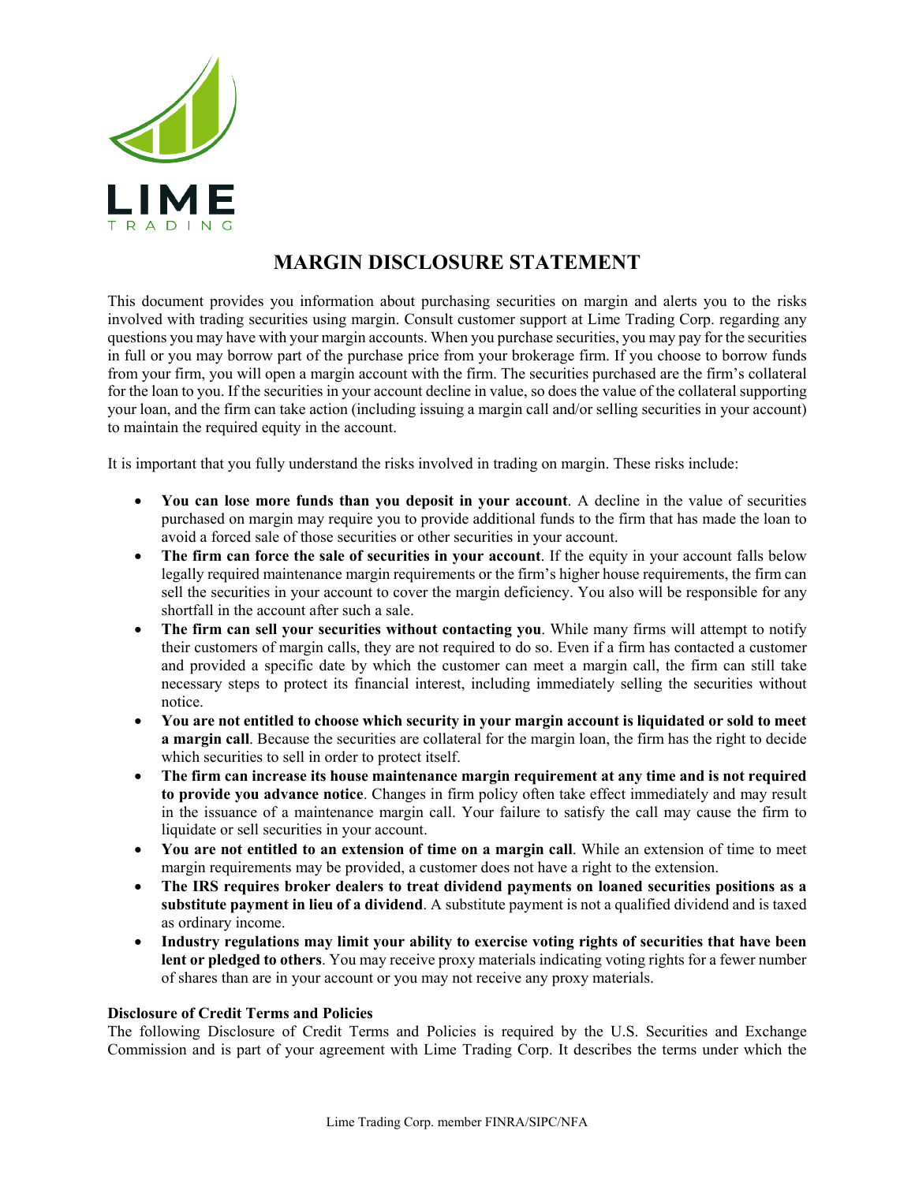# MARGIN DISCLOSURE STATEMENT

This document provides you information about purchasing securities on margin and alerts you to the risks involved with trading securities using margin. Consult customer support at Lime Trading Corp. regarding any questions you may have with your margin accounts. When you purchase securities, you may pay for the securities in full or you may borrow part of the purchase price from your brokerage firm. If you choose to borrow funds from your firm, you will open a margin account with the firm. The securities purchased are the firm's collateral for the loan to you. If the securities in your account decline in value, so does the value of the collateral supporting your loan, and the firm can take action (including issuing a margin call and/or selling securities in your account) to maintain the required equity in the account.

It is important that you fully understand the risks involved in trading on margin. These risks include:

- **You can lose more funds than you deposit in your account**. A decline in the value of securities purchased on margin may require you to provide additional funds to the firm that has made the loan to avoid a forced sale of those securities or other securities in your account.
- **The firm can force the sale of securities in your account**. If the equity in your account falls below legally required maintenance margin requirements or the firm's higher house requirements, the firm can sell the securities in your account to cover the margin deficiency. You also will be responsible for any shortfall in the account after such a sale.
- **The firm can sell your securities without contacting you**. While many firms will attempt to notify their customers of margin calls, they are not required to do so. Even if a firm has contacted a customer and provided a specific date by which the customer can meet a margin call, the firm can still take necessary steps to protect its financial interest, including immediately selling the securities without notice.
- **You are not entitled to choose which security in your margin account is liquidated or sold to meet a margin call**. Because the securities are collateral for the margin loan, the firm has the right to decide which securities to sell in order to protect itself.
- **The firm can increase its house maintenance margin requirement at any time and is not required to provide you advance notice**. Changes in firm policy often take effect immediately and may result in the issuance of a maintenance margin call. Your failure to satisfy the call may cause the firm to liquidate or sell securities in your account.
- **You are not entitled to an extension of time on a margin call**. While an extension of time to meet margin requirements may be provided, a customer does not have a right to the extension.
- **The IRS requires broker dealers to treat dividend payments on loaned securities positions as a substitute payment in lieu of a dividend**. A substitute payment is not a qualified dividend and is taxed as ordinary income.
- **Industry regulations may limit your ability to exercise voting rights of securities that have been lent or pledged to others**. You may receive proxy materials indicating voting rights for a fewer number of shares than are in your account or you may not receive any proxy materials.

**Disclosure of Credit Terms and Policies**

The following Disclosure of Credit Terms and Policies is required by the U.S. Securities and Exchange Commission and is part of your agreement with Lime Trading Corp. It describes the terms under which the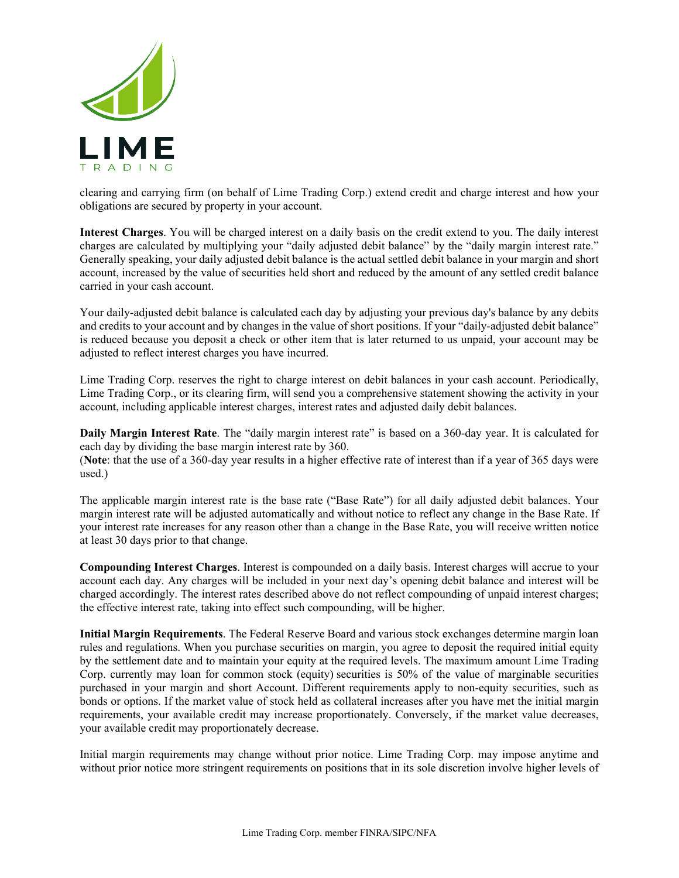clearing and carrying firm (on behalf of Lime Trading Corp.) extend credit and charge interest and how your obligations are secured by property in your account.

**Interest Charges**. You will be charged interest on a daily basis on the credit extend to you. The daily interest charges are calculated by multiplying your "daily adjusted debit balance" by the "daily margin interest rate." Generally speaking, your daily adjusted debit balance is the actual settled debit balance in your margin and short account, increased by the value of securities held short and reduced by the amount of any settled credit balance carried in your cash account.

Your daily-adjusted debit balance is calculated each day by adjusting your previous day's balance by any debits and credits to your account and by changes in the value of short positions. If your "daily-adjusted debit balance" is reduced because you deposit a check or other item that is later returned to us unpaid, your account may be adjusted to reflect interest charges you have incurred.

Lime Trading Corp. reserves the right to charge interest on debit balances in your cash account. Periodically, Lime Trading Corp., or its clearing firm, will send you a comprehensive statement showing the activity in your account, including applicable interest charges, interest rates and adjusted daily debit balances.

**Daily Margin Interest Rate**. The "daily margin interest rate" is based on a 360-day year. It is calculated for each day by dividing the base margin interest rate by 360.
(**Note**: that the use of a 360-day year results in a higher effective rate of interest than if a year of 365 days were used.)

The applicable margin interest rate is the base rate ("Base Rate") for all daily adjusted debit balances. Your margin interest rate will be adjusted automatically and without notice to reflect any change in the Base Rate. If your interest rate increases for any reason other than a change in the Base Rate, you will receive written notice at least 30 days prior to that change.

**Compounding Interest Charges**. Interest is compounded on a daily basis. Interest charges will accrue to your account each day. Any charges will be included in your next day's opening debit balance and interest will be charged accordingly. The interest rates described above do not reflect compounding of unpaid interest charges; the effective interest rate, taking into effect such compounding, will be higher.

**Initial Margin Requirements**. The Federal Reserve Board and various stock exchanges determine margin loan rules and regulations. When you purchase securities on margin, you agree to deposit the required initial equity by the settlement date and to maintain your equity at the required levels. The maximum amount Lime Trading Corp. currently may loan for common stock (equity) securities is 50% of the value of marginable securities purchased in your margin and short Account. Different requirements apply to non-equity securities, such as bonds or options. If the market value of stock held as collateral increases after you have met the initial margin requirements, your available credit may increase proportionately. Conversely, if the market value decreases, your available credit may proportionately decrease.

Initial margin requirements may change without prior notice. Lime Trading Corp. may impose anytime and without prior notice more stringent requirements on positions that in its sole discretion involve higher levels of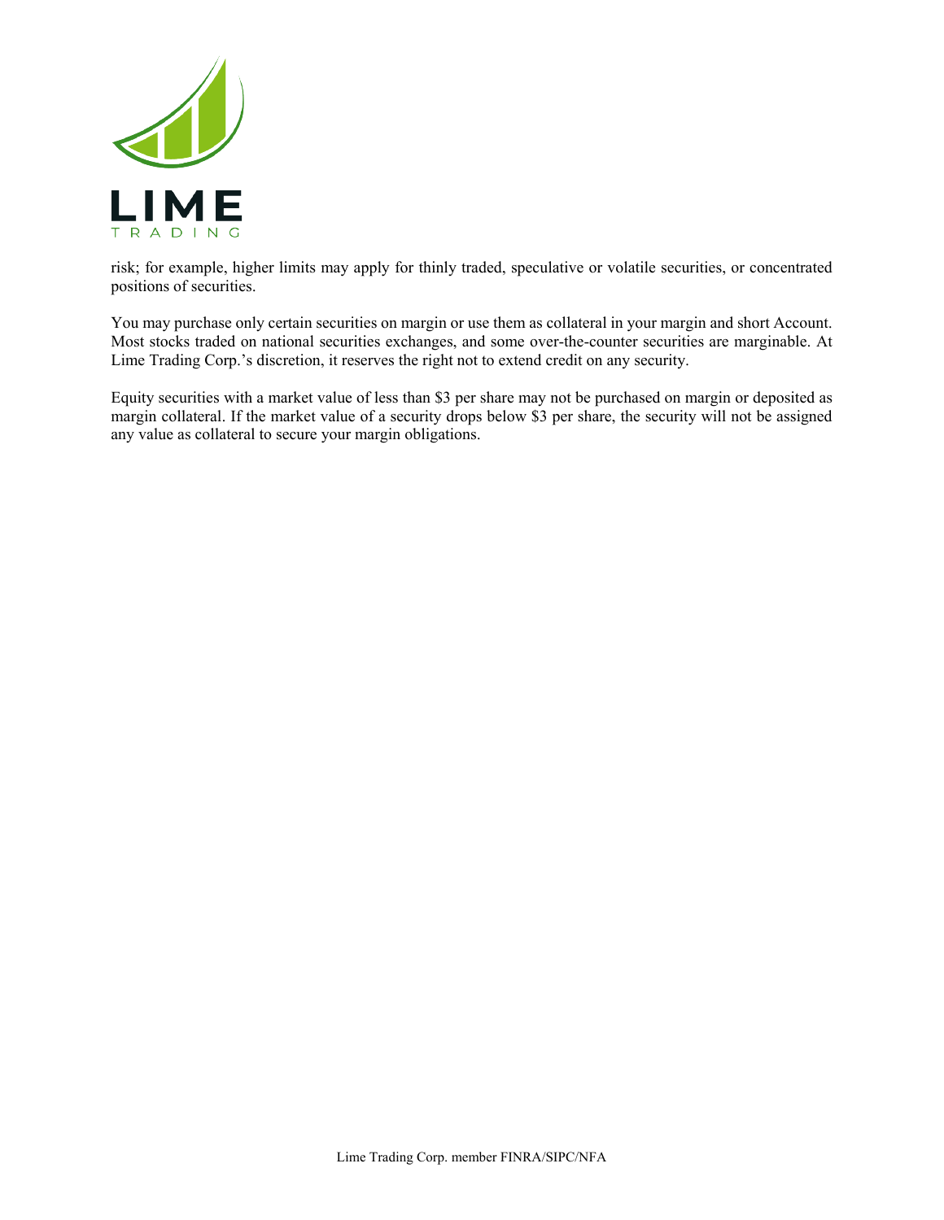risk; for example, higher limits may apply for thinly traded, speculative or volatile securities, or concentrated positions of securities.

You may purchase only certain securities on margin or use them as collateral in your margin and short Account. Most stocks traded on national securities exchanges, and some over-the-counter securities are marginable. At Lime Trading Corp.'s discretion, it reserves the right not to extend credit on any security.

Equity securities with a market value of less than $3 per share may not be purchased on margin or deposited as margin collateral. If the market value of a security drops below $3 per share, the security will not be assigned any value as collateral to secure your margin obligations.